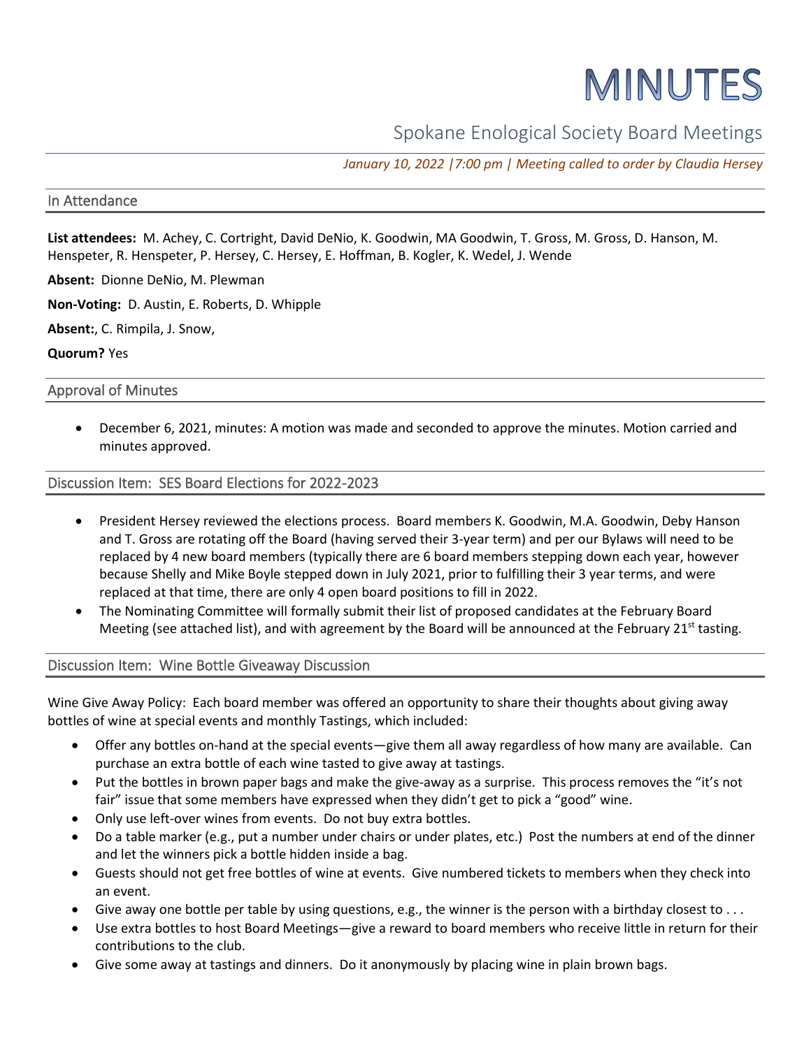# MINUTES

## Spokane Enological Society Board Meetings

*January 10, 2022 |7:00 pm | Meeting called to order by Claudia Hersey*

### In Attendance

**List attendees:** M. Achey, C. Cortright, David DeNio, K. Goodwin, MA Goodwin, T. Gross, M. Gross, D. Hanson, M. Henspeter, R. Henspeter, P. Hersey, C. Hersey, E. Hoffman, B. Kogler, K. Wedel, J. Wende

**Absent:** Dionne DeNio, M. Plewman

**Non-Voting:** D. Austin, E. Roberts, D. Whipple

**Absent:**, C. Rimpila, J. Snow,

**Quorum?** Yes

### Approval of Minutes

- December 6, 2021, minutes: A motion was made and seconded to approve the minutes. Motion carried and minutes approved.

### Discussion Item: SES Board Elections for 2022-2023

- President Hersey reviewed the elections process. Board members K. Goodwin, M.A. Goodwin, Deby Hanson and T. Gross are rotating off the Board (having served their 3-year term) and per our Bylaws will need to be replaced by 4 new board members (typically there are 6 board members stepping down each year, however because Shelly and Mike Boyle stepped down in July 2021, prior to fulfilling their 3 year terms, and were replaced at that time, there are only 4 open board positions to fill in 2022.
- The Nominating Committee will formally submit their list of proposed candidates at the February Board Meeting (see attached list), and with agreement by the Board will be announced at the February 21st tasting.

### Discussion Item: Wine Bottle Giveaway Discussion

Wine Give Away Policy: Each board member was offered an opportunity to share their thoughts about giving away bottles of wine at special events and monthly Tastings, which included:

- Offer any bottles on-hand at the special events—give them all away regardless of how many are available. Can purchase an extra bottle of each wine tasted to give away at tastings.
- Put the bottles in brown paper bags and make the give-away as a surprise. This process removes the "it's not fair" issue that some members have expressed when they didn't get to pick a "good" wine.
- Only use left-over wines from events. Do not buy extra bottles.
- Do a table marker (e.g., put a number under chairs or under plates, etc.) Post the numbers at end of the dinner and let the winners pick a bottle hidden inside a bag.
- Guests should not get free bottles of wine at events. Give numbered tickets to members when they check into an event.
- Give away one bottle per table by using questions, e.g., the winner is the person with a birthday closest to . . .
- Use extra bottles to host Board Meetings—give a reward to board members who receive little in return for their contributions to the club.
- Give some away at tastings and dinners. Do it anonymously by placing wine in plain brown bags.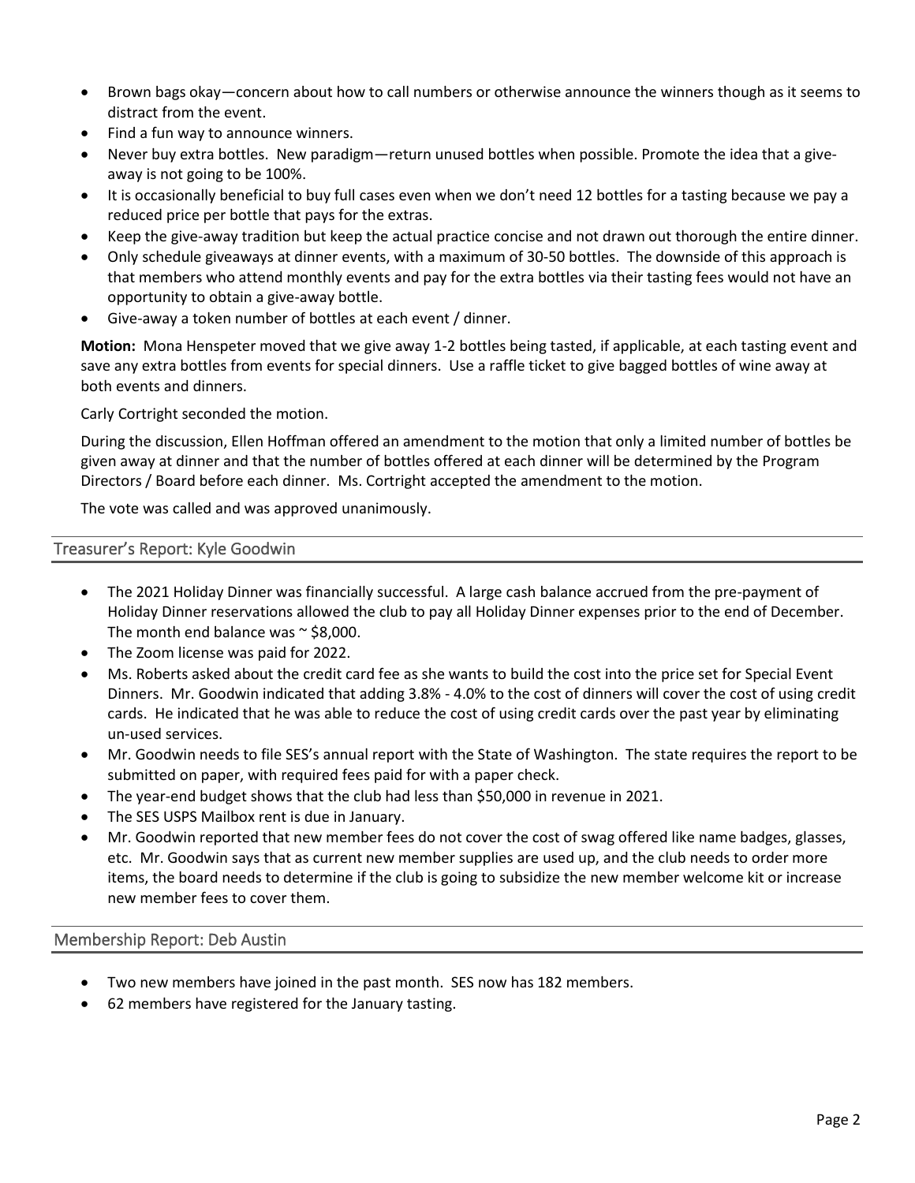- Brown bags okay—concern about how to call numbers or otherwise announce the winners though as it seems to distract from the event.
- Find a fun way to announce winners.
- Never buy extra bottles. New paradigm—return unused bottles when possible. Promote the idea that a give-away is not going to be 100%.
- It is occasionally beneficial to buy full cases even when we don't need 12 bottles for a tasting because we pay a reduced price per bottle that pays for the extras.
- Keep the give-away tradition but keep the actual practice concise and not drawn out thorough the entire dinner.
- Only schedule giveaways at dinner events, with a maximum of 30-50 bottles. The downside of this approach is that members who attend monthly events and pay for the extra bottles via their tasting fees would not have an opportunity to obtain a give-away bottle.
- Give-away a token number of bottles at each event / dinner.

**Motion:** Mona Henspeter moved that we give away 1-2 bottles being tasted, if applicable, at each tasting event and save any extra bottles from events for special dinners. Use a raffle ticket to give bagged bottles of wine away at both events and dinners.

Carly Cortright seconded the motion.

During the discussion, Ellen Hoffman offered an amendment to the motion that only a limited number of bottles be given away at dinner and that the number of bottles offered at each dinner will be determined by the Program Directors / Board before each dinner. Ms. Cortright accepted the amendment to the motion.

The vote was called and was approved unanimously.

## Treasurer's Report: Kyle Goodwin

- The 2021 Holiday Dinner was financially successful. A large cash balance accrued from the pre-payment of Holiday Dinner reservations allowed the club to pay all Holiday Dinner expenses prior to the end of December. The month end balance was ~ $8,000.
- The Zoom license was paid for 2022.
- Ms. Roberts asked about the credit card fee as she wants to build the cost into the price set for Special Event Dinners. Mr. Goodwin indicated that adding 3.8% - 4.0% to the cost of dinners will cover the cost of using credit cards. He indicated that he was able to reduce the cost of using credit cards over the past year by eliminating un-used services.
- Mr. Goodwin needs to file SES's annual report with the State of Washington. The state requires the report to be submitted on paper, with required fees paid for with a paper check.
- The year-end budget shows that the club had less than $50,000 in revenue in 2021.
- The SES USPS Mailbox rent is due in January.
- Mr. Goodwin reported that new member fees do not cover the cost of swag offered like name badges, glasses, etc. Mr. Goodwin says that as current new member supplies are used up, and the club needs to order more items, the board needs to determine if the club is going to subsidize the new member welcome kit or increase new member fees to cover them.

## Membership Report: Deb Austin

- Two new members have joined in the past month. SES now has 182 members.
- 62 members have registered for the January tasting.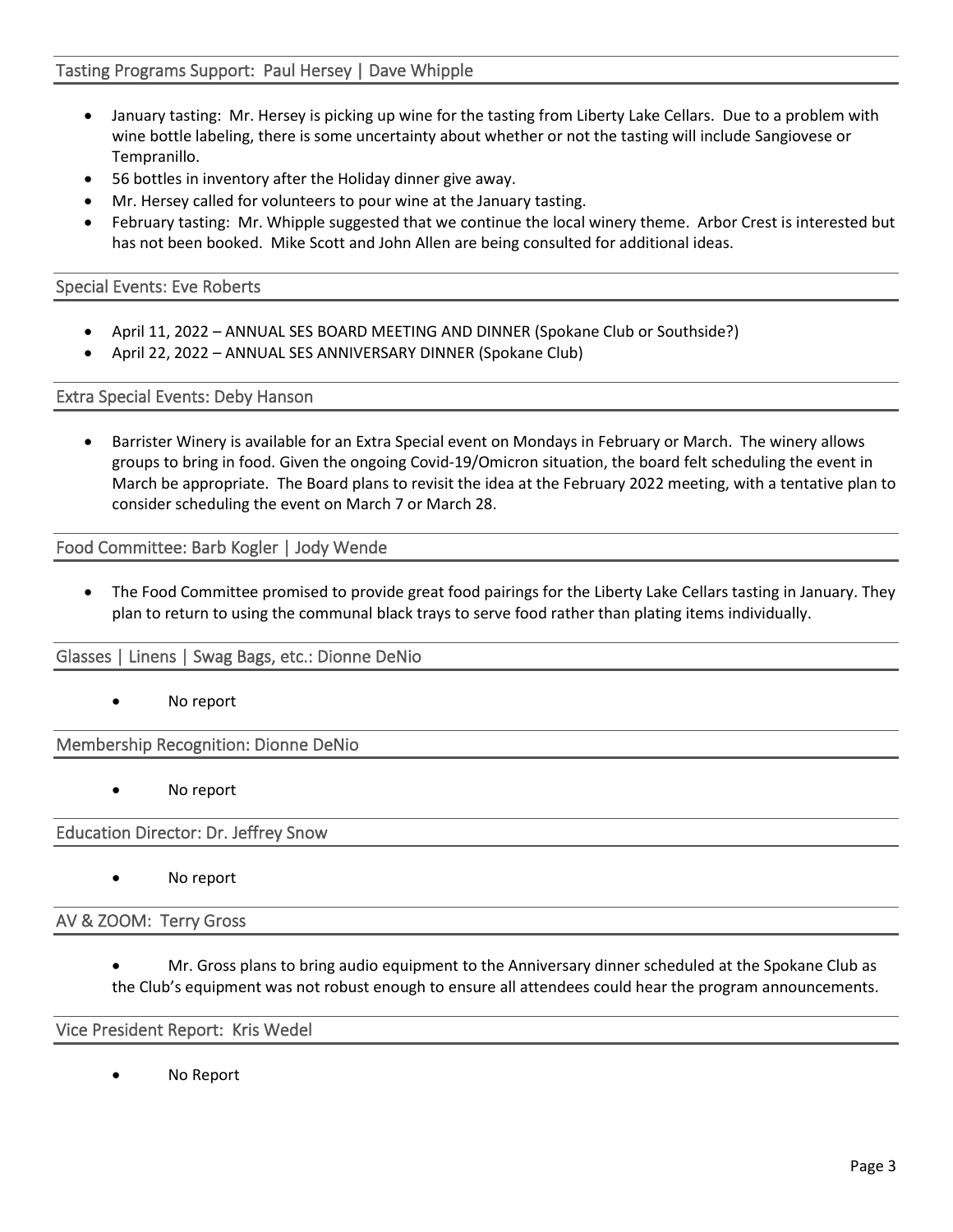## Tasting Programs Support: Paul Hersey | Dave Whipple

- January tasting: Mr. Hersey is picking up wine for the tasting from Liberty Lake Cellars. Due to a problem with wine bottle labeling, there is some uncertainty about whether or not the tasting will include Sangiovese or Tempranillo.
- 56 bottles in inventory after the Holiday dinner give away.
- Mr. Hersey called for volunteers to pour wine at the January tasting.
- February tasting: Mr. Whipple suggested that we continue the local winery theme. Arbor Crest is interested but has not been booked. Mike Scott and John Allen are being consulted for additional ideas.

## Special Events: Eve Roberts

- April 11, 2022 – ANNUAL SES BOARD MEETING AND DINNER (Spokane Club or Southside?)
- April 22, 2022 – ANNUAL SES ANNIVERSARY DINNER (Spokane Club)

## Extra Special Events: Deby Hanson

- Barrister Winery is available for an Extra Special event on Mondays in February or March. The winery allows groups to bring in food. Given the ongoing Covid-19/Omicron situation, the board felt scheduling the event in March be appropriate. The Board plans to revisit the idea at the February 2022 meeting, with a tentative plan to consider scheduling the event on March 7 or March 28.

## Food Committee: Barb Kogler | Jody Wende

- The Food Committee promised to provide great food pairings for the Liberty Lake Cellars tasting in January. They plan to return to using the communal black trays to serve food rather than plating items individually.

## Glasses | Linens | Swag Bags, etc.: Dionne DeNio

- No report

## Membership Recognition: Dionne DeNio

- No report

## Education Director: Dr. Jeffrey Snow

- No report

## AV & ZOOM: Terry Gross

- Mr. Gross plans to bring audio equipment to the Anniversary dinner scheduled at the Spokane Club as the Club's equipment was not robust enough to ensure all attendees could hear the program announcements.

## Vice President Report: Kris Wedel

- No Report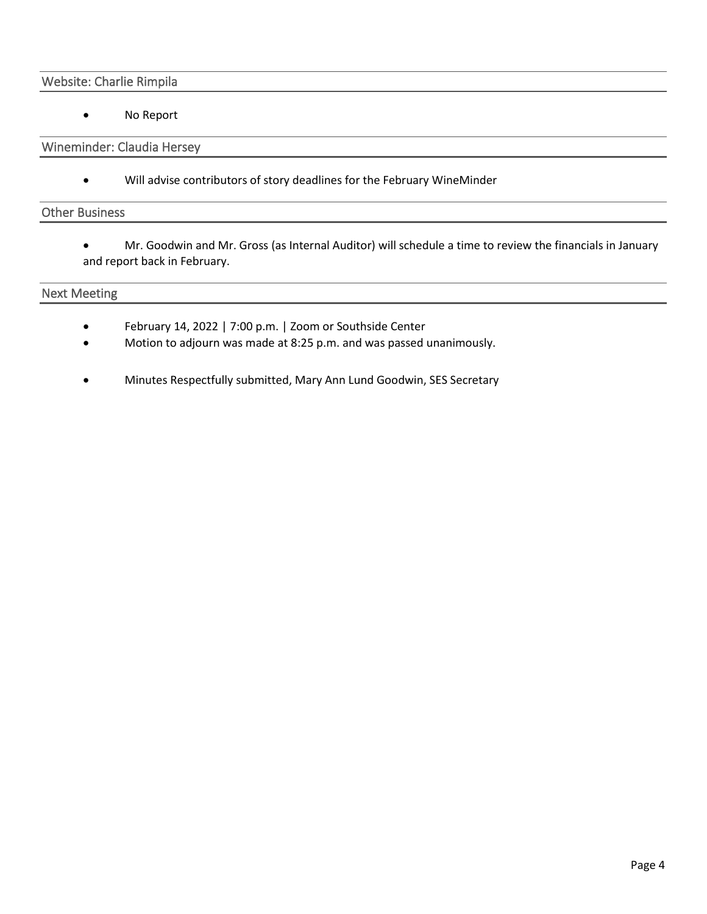## Website: Charlie Rimpila

- No Report

## Wineminder: Claudia Hersey

- Will advise contributors of story deadlines for the February WineMinder

## Other Business

- Mr. Goodwin and Mr. Gross (as Internal Auditor) will schedule a time to review the financials in January and report back in February.

## Next Meeting

- February 14, 2022 | 7:00 p.m. | Zoom or Southside Center
- Motion to adjourn was made at 8:25 p.m. and was passed unanimously.

- Minutes Respectfully submitted, Mary Ann Lund Goodwin, SES Secretary